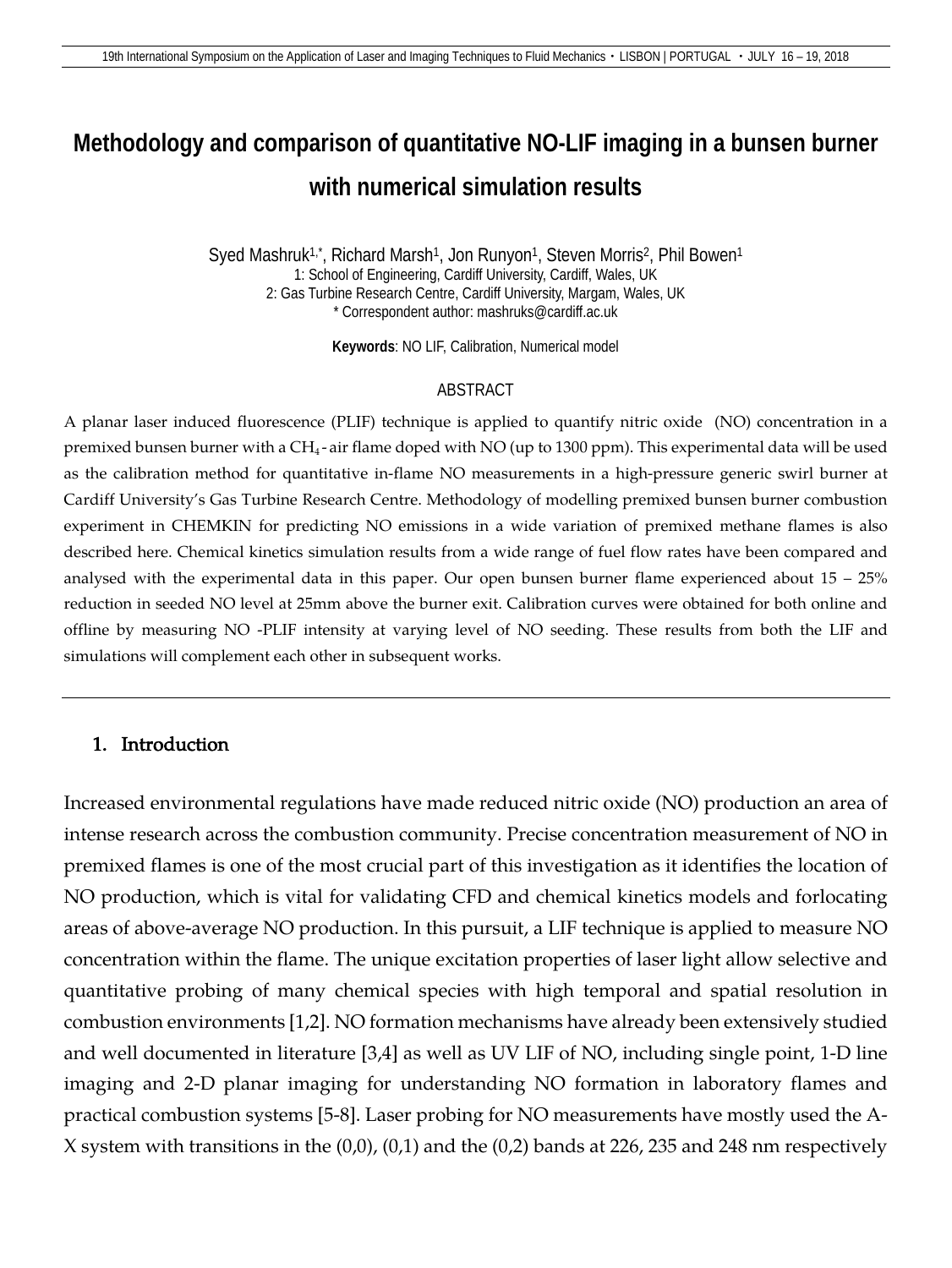# Methodology and comparison of quantitative NO-LIF imaging in a bunsen burner with numerical simulation results

Syed Mashruk[1,*], Richard Marsh[1], Jon Runyon[1], Steven Morris[2], Phil Bowen[1]

1: School of Engineering, Cardiff University, Cardiff, Wales, UK

2: Gas Turbine Research Centre, Cardiff University, Margam, Wales, UK

* Correspondent author: mashruks@cardiff.ac.uk

**Keywords**: NO LIF, Calibration, Numerical model

## ABSTRACT

A planar laser induced fluorescence (PLIF) technique is applied to quantify nitric oxide (NO) concentration in a premixed bunsen burner with a $CH_4$ - air flame doped with NO (up to 1300 ppm). This experimental data will be used as the calibration method for quantitative in-flame NO measurements in a high-pressure generic swirl burner at Cardiff University's Gas Turbine Research Centre. Methodology of modelling premixed bunsen burner combustion experiment in CHEMKIN for predicting NO emissions in a wide variation of premixed methane flames is also described here. Chemical kinetics simulation results from a wide range of fuel flow rates have been compared and analysed with the experimental data in this paper. Our open bunsen burner flame experienced about 15 – 25% reduction in seeded NO level at 25mm above the burner exit. Calibration curves were obtained for both online and offline by measuring NO -PLIF intensity at varying level of NO seeding. These results from both the LIF and simulations will complement each other in subsequent works.

## 1. Introduction

Increased environmental regulations have made reduced nitric oxide (NO) production an area of intense research across the combustion community. Precise concentration measurement of NO in premixed flames is one of the most crucial part of this investigation as it identifies the location of NO production, which is vital for validating CFD and chemical kinetics models and forlocating areas of above-average NO production. In this pursuit, a LIF technique is applied to measure NO concentration within the flame. The unique excitation properties of laser light allow selective and quantitative probing of many chemical species with high temporal and spatial resolution in combustion environments [1,2]. NO formation mechanisms have already been extensively studied and well documented in literature [3,4] as well as UV LIF of NO, including single point, 1-D line imaging and 2-D planar imaging for understanding NO formation in laboratory flames and practical combustion systems [5-8]. Laser probing for NO measurements have mostly used the A-X system with transitions in the (0,0), (0,1) and the (0,2) bands at 226, 235 and 248 nm respectively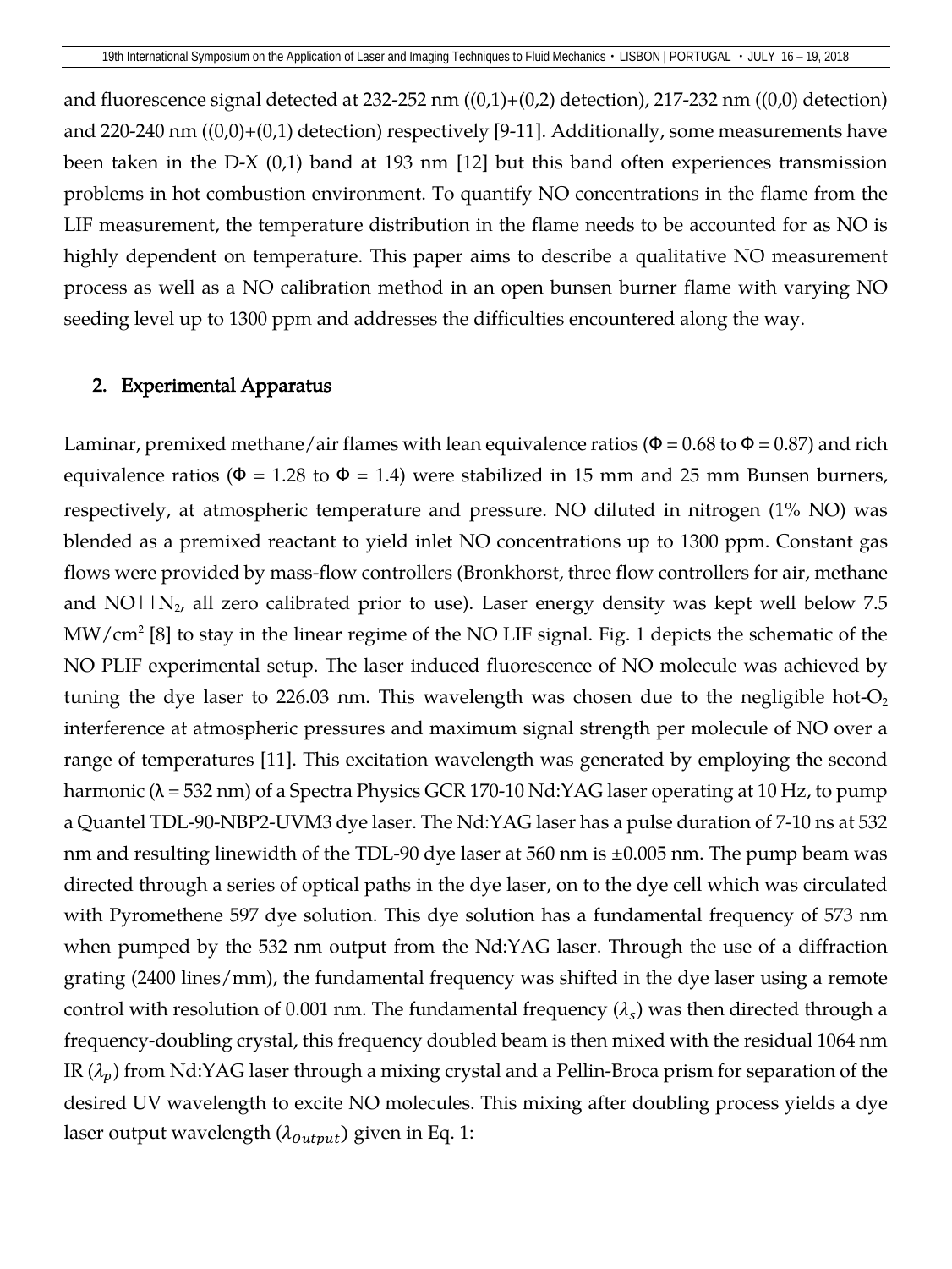and fluorescence signal detected at 232-252 nm ((0,1)+(0,2) detection), 217-232 nm ((0,0) detection) and 220-240 nm ((0,0)+(0,1) detection) respectively [9-11]. Additionally, some measurements have been taken in the D-X (0,1) band at 193 nm [12] but this band often experiences transmission problems in hot combustion environment. To quantify NO concentrations in the flame from the LIF measurement, the temperature distribution in the flame needs to be accounted for as NO is highly dependent on temperature. This paper aims to describe a qualitative NO measurement process as well as a NO calibration method in an open bunsen burner flame with varying NO seeding level up to 1300 ppm and addresses the difficulties encountered along the way.

## 2. Experimental Apparatus

Laminar, premixed methane/air flames with lean equivalence ratios (Φ = 0.68 to Φ = 0.87) and rich equivalence ratios (Φ = 1.28 to Φ = 1.4) were stabilized in 15 mm and 25 mm Bunsen burners, respectively, at atmospheric temperature and pressure. NO diluted in nitrogen (1% NO) was blended as a premixed reactant to yield inlet NO concentrations up to 1300 ppm. Constant gas flows were provided by mass-flow controllers (Bronkhorst, three flow controllers for air, methane and NO||$N_2$, all zero calibrated prior to use). Laser energy density was kept well below 7.5 $MW/cm^2$ [8] to stay in the linear regime of the NO LIF signal. Fig. 1 depicts the schematic of the NO PLIF experimental setup. The laser induced fluorescence of NO molecule was achieved by tuning the dye laser to 226.03 nm. This wavelength was chosen due to the negligible hot-$O_2$ interference at atmospheric pressures and maximum signal strength per molecule of NO over a range of temperatures [11]. This excitation wavelength was generated by employing the second harmonic (λ = 532 nm) of a Spectra Physics GCR 170-10 Nd:YAG laser operating at 10 Hz, to pump a Quantel TDL-90-NBP2-UVM3 dye laser. The Nd:YAG laser has a pulse duration of 7-10 ns at 532 nm and resulting linewidth of the TDL-90 dye laser at 560 nm is ±0.005 nm. The pump beam was directed through a series of optical paths in the dye laser, on to the dye cell which was circulated with Pyromethene 597 dye solution. This dye solution has a fundamental frequency of 573 nm when pumped by the 532 nm output from the Nd:YAG laser. Through the use of a diffraction grating (2400 lines/mm), the fundamental frequency was shifted in the dye laser using a remote control with resolution of 0.001 nm. The fundamental frequency ($\lambda_s$) was then directed through a frequency-doubling crystal, this frequency doubled beam is then mixed with the residual 1064 nm IR ($\lambda_p$) from Nd:YAG laser through a mixing crystal and a Pellin-Broca prism for separation of the desired UV wavelength to excite NO molecules. This mixing after doubling process yields a dye laser output wavelength ($\lambda_{Output}$) given in Eq. 1: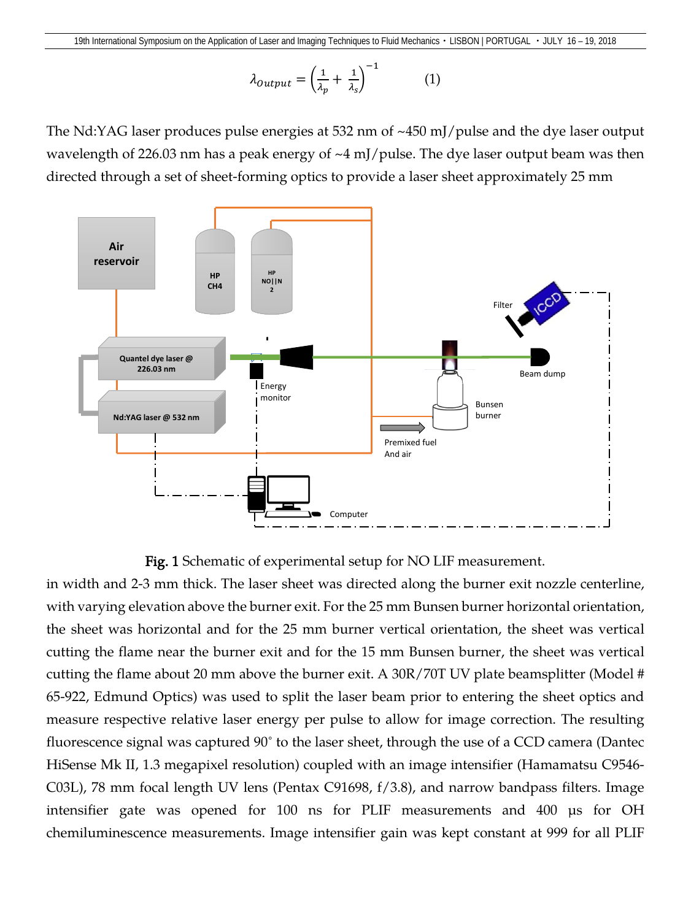$$\lambda_{Output} = \left(\frac{1}{\lambda_p} + \frac{1}{\lambda_s}\right)^{-1} \qquad (1)$$

The Nd:YAG laser produces pulse energies at 532 nm of ~450 mJ/pulse and the dye laser output wavelength of 226.03 nm has a peak energy of ~4 mJ/pulse. The dye laser output beam was then directed through a set of sheet-forming optics to provide a laser sheet approximately 25 mm in width and 2-3 mm thick. The laser sheet was directed along the burner exit nozzle centerline, with varying elevation above the burner exit. For the 25 mm Bunsen burner horizontal orientation, the sheet was horizontal and for the 25 mm burner vertical orientation, the sheet was vertical cutting the flame near the burner exit and for the 15 mm Bunsen burner, the sheet was vertical cutting the flame about 20 mm above the burner exit. A 30R/70T UV plate beamsplitter (Model # 65-922, Edmund Optics) was used to split the laser beam prior to entering the sheet optics and measure respective relative laser energy per pulse to allow for image correction. The resulting fluorescence signal was captured 90˚ to the laser sheet, through the use of a CCD camera (Dantec HiSense Mk II, 1.3 megapixel resolution) coupled with an image intensifier (Hamamatsu C9546-C03L), 78 mm focal length UV lens (Pentax C91698, f/3.8), and narrow bandpass filters. Image intensifier gate was opened for 100 ns for PLIF measurements and 400 µs for OH chemiluminescence measurements. Image intensifier gain was kept constant at 999 for all PLIF

**Fig. 1** Schematic of experimental setup for NO LIF measurement.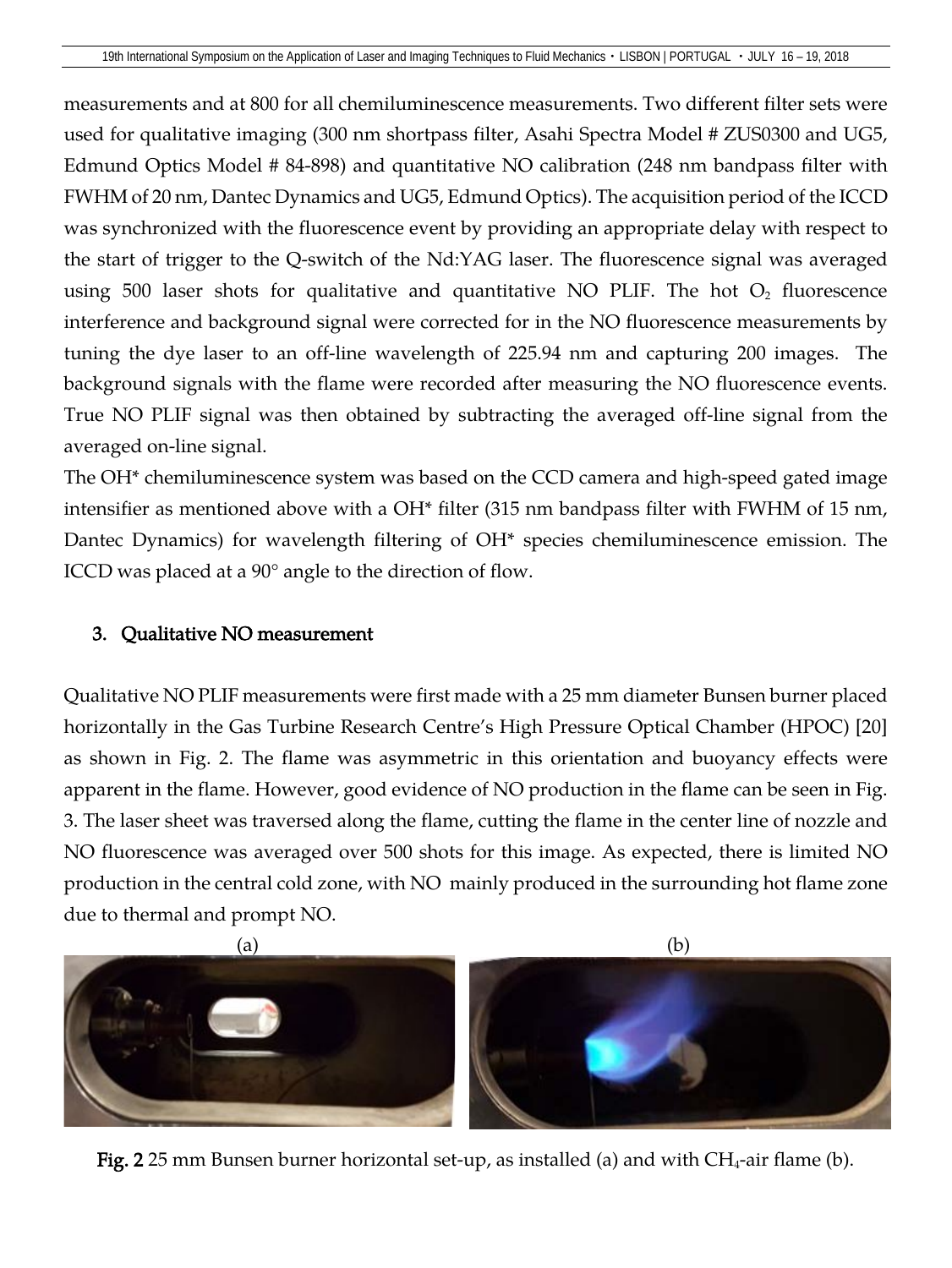measurements and at 800 for all chemiluminescence measurements. Two different filter sets were used for qualitative imaging (300 nm shortpass filter, Asahi Spectra Model # ZUS0300 and UG5, Edmund Optics Model # 84-898) and quantitative NO calibration (248 nm bandpass filter with FWHM of 20 nm, Dantec Dynamics and UG5, Edmund Optics). The acquisition period of the ICCD was synchronized with the fluorescence event by providing an appropriate delay with respect to the start of trigger to the Q-switch of the Nd:YAG laser. The fluorescence signal was averaged using 500 laser shots for qualitative and quantitative NO PLIF. The hot $O_2$ fluorescence interference and background signal were corrected for in the NO fluorescence measurements by tuning the dye laser to an off-line wavelength of 225.94 nm and capturing 200 images. The background signals with the flame were recorded after measuring the NO fluorescence events. True NO PLIF signal was then obtained by subtracting the averaged off-line signal from the averaged on-line signal.

The OH* chemiluminescence system was based on the CCD camera and high-speed gated image intensifier as mentioned above with a OH* filter (315 nm bandpass filter with FWHM of 15 nm, Dantec Dynamics) for wavelength filtering of OH* species chemiluminescence emission. The ICCD was placed at a 90° angle to the direction of flow.

## 3. Qualitative NO measurement

Qualitative NO PLIF measurements were first made with a 25 mm diameter Bunsen burner placed horizontally in the Gas Turbine Research Centre's High Pressure Optical Chamber (HPOC) [20] as shown in Fig. 2. The flame was asymmetric in this orientation and buoyancy effects were apparent in the flame. However, good evidence of NO production in the flame can be seen in Fig. 3. The laser sheet was traversed along the flame, cutting the flame in the center line of nozzle and NO fluorescence was averaged over 500 shots for this image. As expected, there is limited NO production in the central cold zone, with NO mainly produced in the surrounding hot flame zone due to thermal and prompt NO.

(a) (b)

**Fig. 2** 25 mm Bunsen burner horizontal set-up, as installed (a) and with $CH_4$-air flame (b).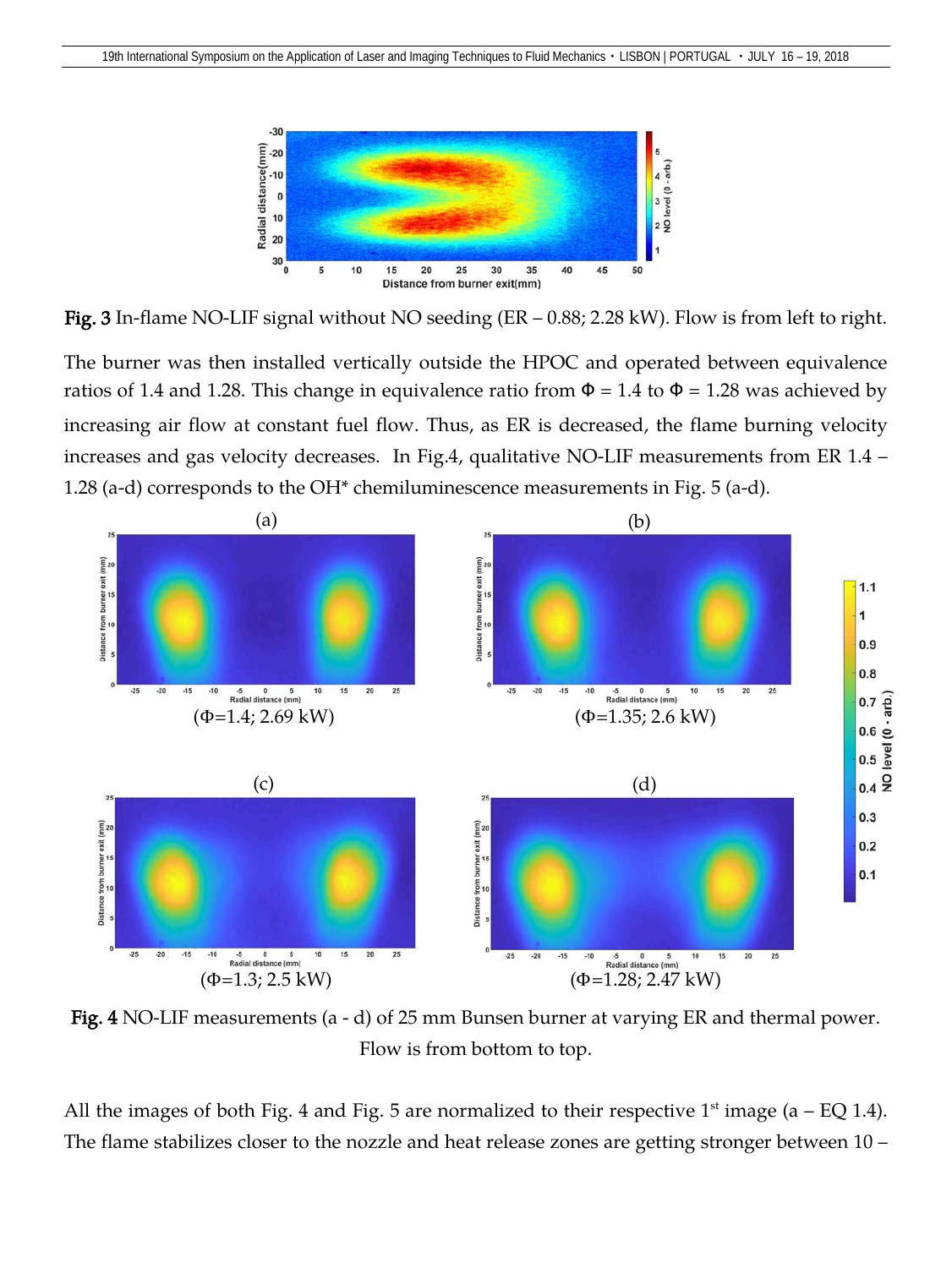**Fig. 3** In-flame NO-LIF signal without NO seeding (ER – 0.88; 2.28 kW). Flow is from left to right.

The burner was then installed vertically outside the HPOC and operated between equivalence ratios of 1.4 and 1.28. This change in equivalence ratio from Φ = 1.4 to Φ = 1.28 was achieved by increasing air flow at constant fuel flow. Thus, as ER is decreased, the flame burning velocity increases and gas velocity decreases. In Fig.4, qualitative NO-LIF measurements from ER 1.4 – 1.28 (a-d) corresponds to the OH* chemiluminescence measurements in Fig. 5 (a-d).

(a) (Φ=1.4; 2.69 kW)

(b) (Φ=1.35; 2.6 kW)

(c) (Φ=1.3; 2.5 kW)

(d) (Φ=1.28; 2.47 kW)

**Fig. 4** NO-LIF measurements (a - d) of 25 mm Bunsen burner at varying ER and thermal power. Flow is from bottom to top.

All the images of both Fig. 4 and Fig. 5 are normalized to their respective 1st image (a – EQ 1.4). The flame stabilizes closer to the nozzle and heat release zones are getting stronger between 10 –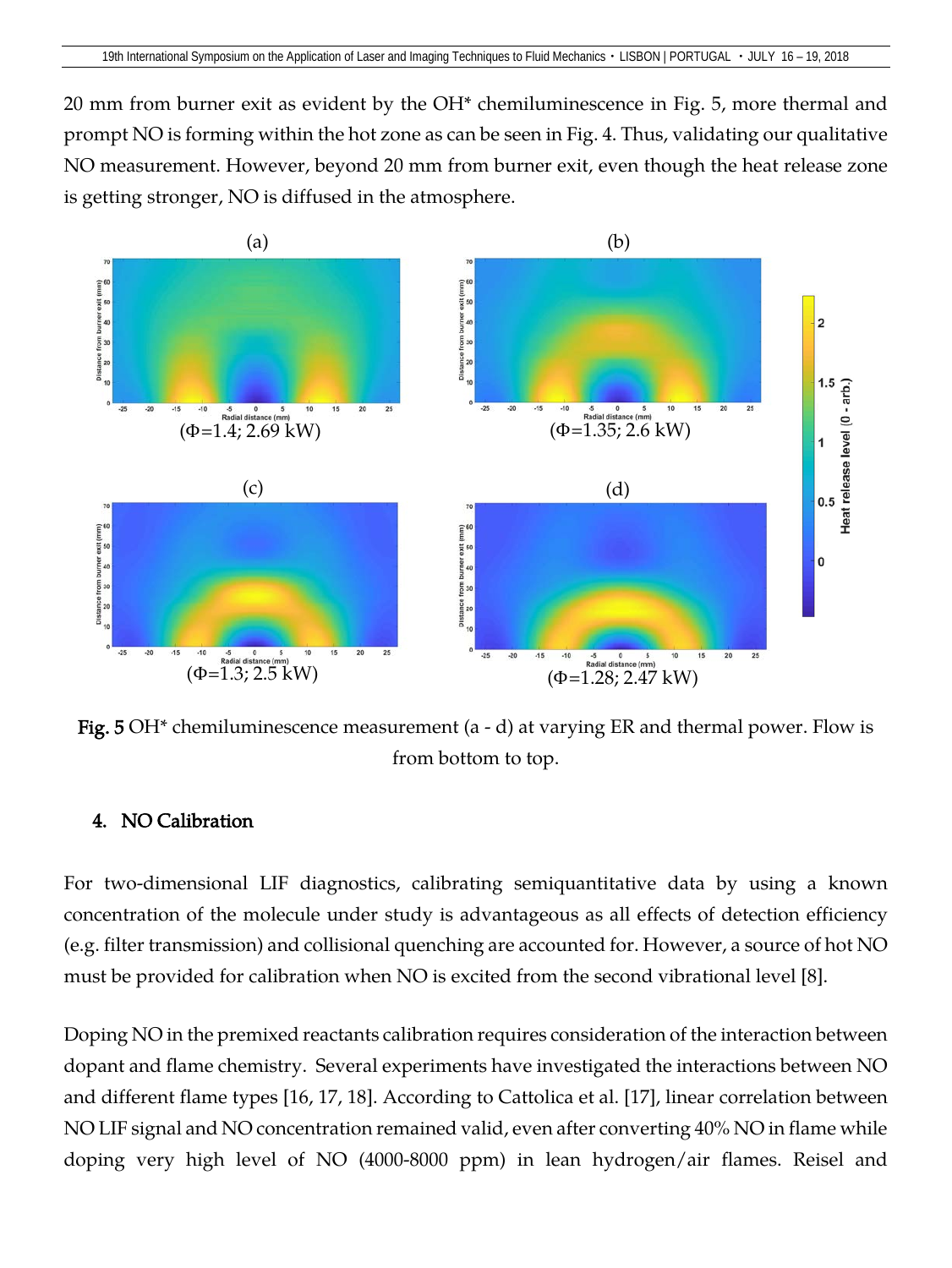20 mm from burner exit as evident by the OH* chemiluminescence in Fig. 5, more thermal and prompt NO is forming within the hot zone as can be seen in Fig. 4. Thus, validating our qualitative NO measurement. However, beyond 20 mm from burner exit, even though the heat release zone is getting stronger, NO is diffused in the atmosphere.

(a) (Φ=1.4; 2.69 kW)

(b) (Φ=1.35; 2.6 kW)

(c) (Φ=1.3; 2.5 kW)

(d) (Φ=1.28; 2.47 kW)

**Fig. 5** OH* chemiluminescence measurement (a - d) at varying ER and thermal power. Flow is from bottom to top.

## 4. NO Calibration

For two-dimensional LIF diagnostics, calibrating semiquantitative data by using a known concentration of the molecule under study is advantageous as all effects of detection efficiency (e.g. filter transmission) and collisional quenching are accounted for. However, a source of hot NO must be provided for calibration when NO is excited from the second vibrational level [8].

Doping NO in the premixed reactants calibration requires consideration of the interaction between dopant and flame chemistry. Several experiments have investigated the interactions between NO and different flame types [16, 17, 18]. According to Cattolica et al. [17], linear correlation between NO LIF signal and NO concentration remained valid, even after converting 40% NO in flame while doping very high level of NO (4000-8000 ppm) in lean hydrogen/air flames. Reisel and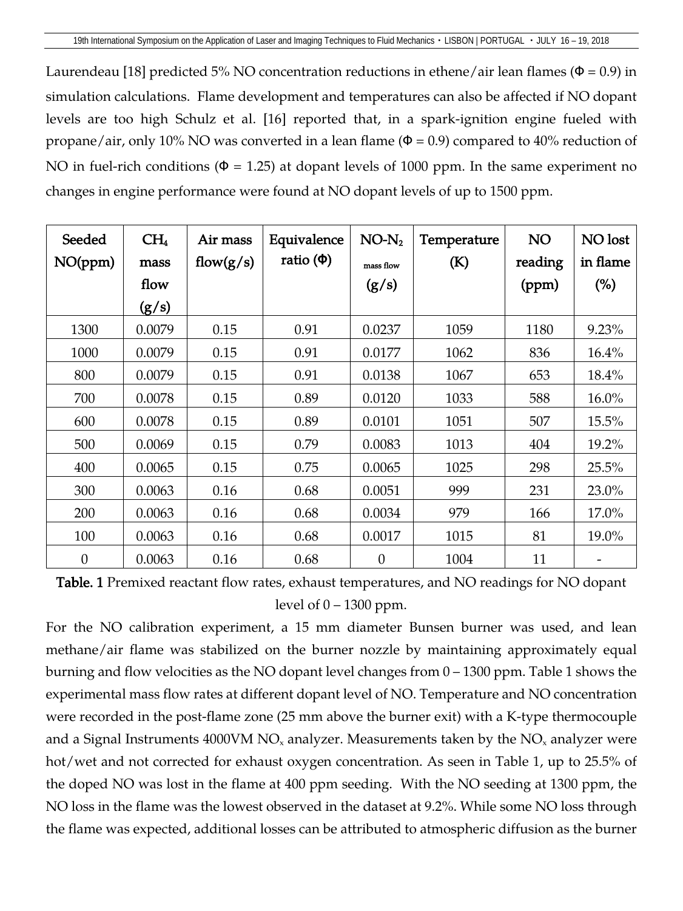Laurendeau [18] predicted 5% NO concentration reductions in ethene/air lean flames (Φ = 0.9) in simulation calculations. Flame development and temperatures can also be affected if NO dopant levels are too high Schulz et al. [16] reported that, in a spark-ignition engine fueled with propane/air, only 10% NO was converted in a lean flame (Φ = 0.9) compared to 40% reduction of NO in fuel-rich conditions (Φ = 1.25) at dopant levels of 1000 ppm. In the same experiment no changes in engine performance were found at NO dopant levels of up to 1500 ppm.

| Seeded NO(ppm) | $CH_4$ mass flow (g/s) | Air mass flow(g/s) | Equivalence ratio (Φ) | NO-$N_2$ mass flow (g/s) | Temperature (K) | NO reading (ppm) | NO lost in flame (%) |
|---|---|---|---|---|---|---|---|
| 1300 | 0.0079 | 0.15 | 0.91 | 0.0237 | 1059 | 1180 | 9.23% |
| 1000 | 0.0079 | 0.15 | 0.91 | 0.0177 | 1062 | 836 | 16.4% |
| 800 | 0.0079 | 0.15 | 0.91 | 0.0138 | 1067 | 653 | 18.4% |
| 700 | 0.0078 | 0.15 | 0.89 | 0.0120 | 1033 | 588 | 16.0% |
| 600 | 0.0078 | 0.15 | 0.89 | 0.0101 | 1051 | 507 | 15.5% |
| 500 | 0.0069 | 0.15 | 0.79 | 0.0083 | 1013 | 404 | 19.2% |
| 400 | 0.0065 | 0.15 | 0.75 | 0.0065 | 1025 | 298 | 25.5% |
| 300 | 0.0063 | 0.16 | 0.68 | 0.0051 | 999 | 231 | 23.0% |
| 200 | 0.0063 | 0.16 | 0.68 | 0.0034 | 979 | 166 | 17.0% |
| 100 | 0.0063 | 0.16 | 0.68 | 0.0017 | 1015 | 81 | 19.0% |
| 0 | 0.0063 | 0.16 | 0.68 | 0 | 1004 | 11 | - |

**Table. 1** Premixed reactant flow rates, exhaust temperatures, and NO readings for NO dopant level of 0 – 1300 ppm.

For the NO calibration experiment, a 15 mm diameter Bunsen burner was used, and lean methane/air flame was stabilized on the burner nozzle by maintaining approximately equal burning and flow velocities as the NO dopant level changes from 0 – 1300 ppm. Table 1 shows the experimental mass flow rates at different dopant level of NO. Temperature and NO concentration were recorded in the post-flame zone (25 mm above the burner exit) with a K-type thermocouple and a Signal Instruments 4000VM $NO_x$ analyzer. Measurements taken by the $NO_x$ analyzer were hot/wet and not corrected for exhaust oxygen concentration. As seen in Table 1, up to 25.5% of the doped NO was lost in the flame at 400 ppm seeding. With the NO seeding at 1300 ppm, the NO loss in the flame was the lowest observed in the dataset at 9.2%. While some NO loss through the flame was expected, additional losses can be attributed to atmospheric diffusion as the burner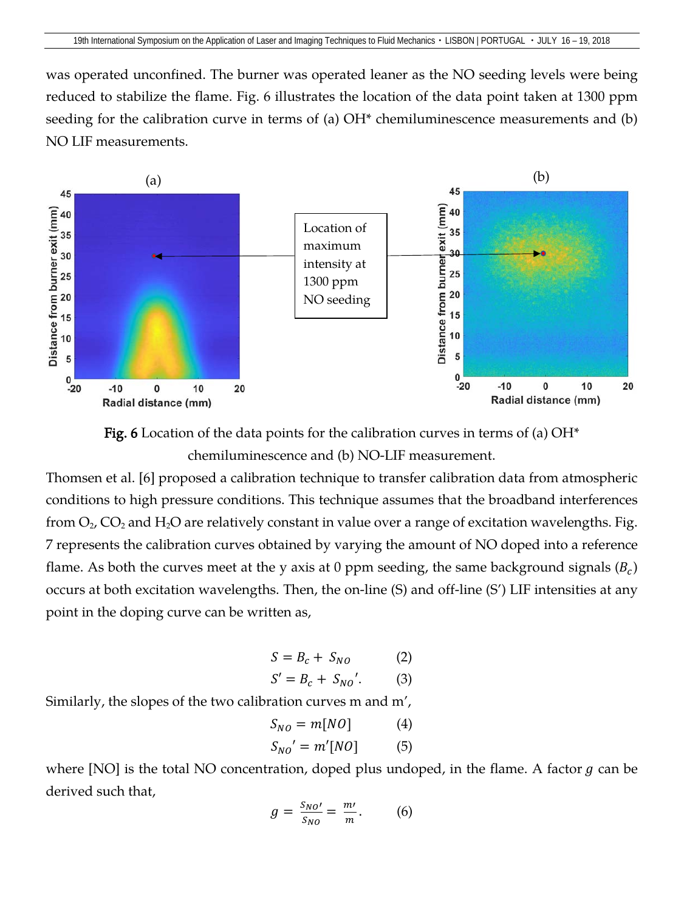was operated unconfined. The burner was operated leaner as the NO seeding levels were being reduced to stabilize the flame. Fig. 6 illustrates the location of the data point taken at 1300 ppm seeding for the calibration curve in terms of (a) OH* chemiluminescence measurements and (b) NO LIF measurements.

**Fig. 6** Location of the data points for the calibration curves in terms of (a) OH* chemiluminescence and (b) NO-LIF measurement.

Thomsen et al. [6] proposed a calibration technique to transfer calibration data from atmospheric conditions to high pressure conditions. This technique assumes that the broadband interferences from $O_2$, $CO_2$ and $H_2O$ are relatively constant in value over a range of excitation wavelengths. Fig. 7 represents the calibration curves obtained by varying the amount of NO doped into a reference flame. As both the curves meet at the y axis at 0 ppm seeding, the same background signals ($B_c$) occurs at both excitation wavelengths. Then, the on-line (S) and off-line (S') LIF intensities at any point in the doping curve can be written as,

$$S = B_c + S_{NO} \qquad (2)$$

$$S' = B_c + S_{NO}'. \qquad (3)$$

Similarly, the slopes of the two calibration curves m and m',

$$S_{NO} = m[NO] \qquad (4)$$

$$S_{NO}' = m'[NO] \qquad (5)$$

where [NO] is the total NO concentration, doped plus undoped, in the flame. A factor $g$ can be derived such that,

$$g = \frac{S_{NO'}}{S_{NO}} = \frac{m'}{m}. \qquad (6)$$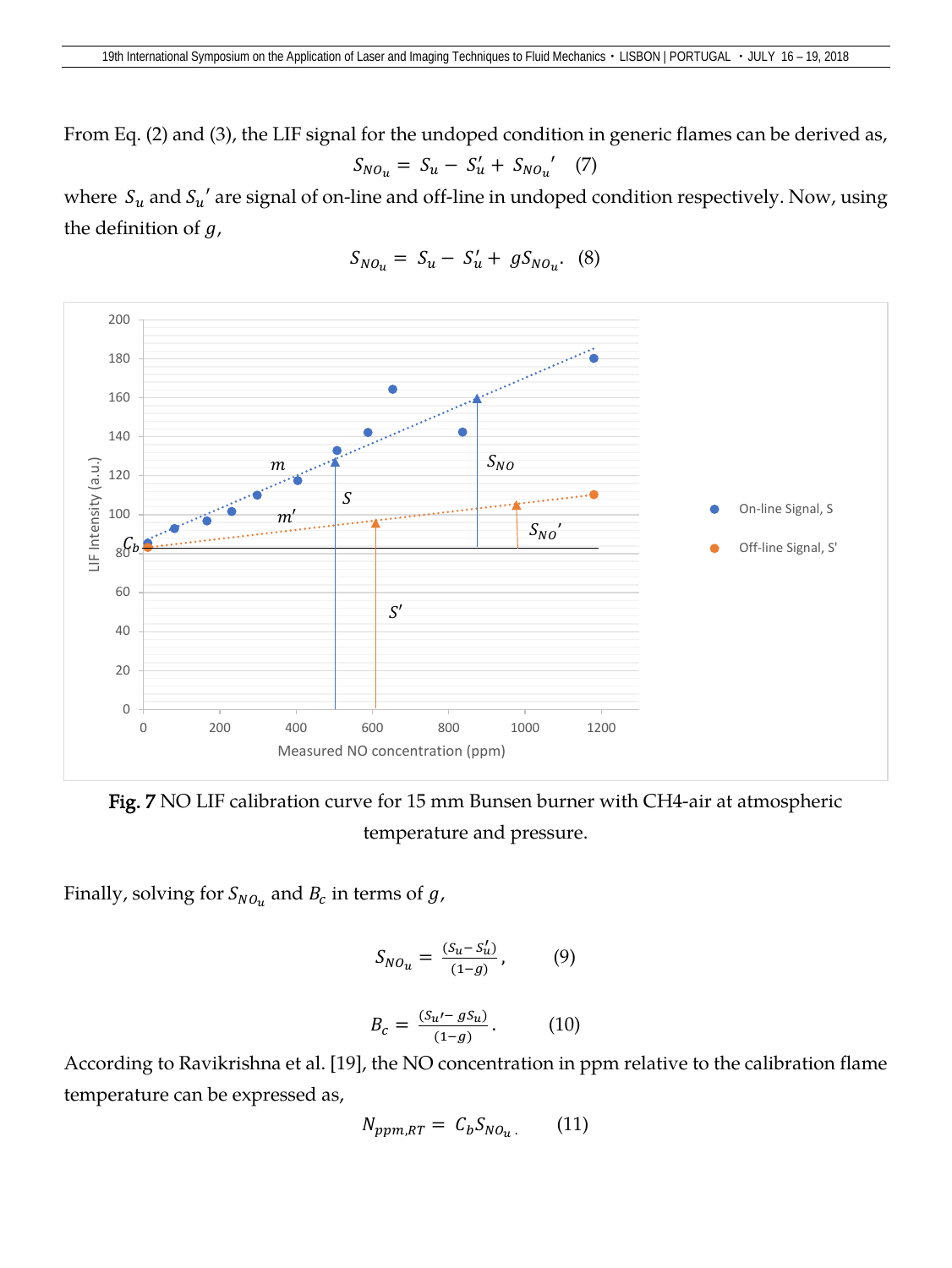From Eq. (2) and (3), the LIF signal for the undoped condition in generic flames can be derived as,

$$S_{NO_u} = S_u - S_u' + S_{NO_u}' \quad (7)$$

where $S_u$ and $S_u'$ are signal of on-line and off-line in undoped condition respectively. Now, using the definition of $g$,

$$S_{NO_u} = S_u - S_u' + gS_{NO_u}. \quad (8)$$

**Fig. 7** NO LIF calibration curve for 15 mm Bunsen burner with CH4-air at atmospheric temperature and pressure.

Finally, solving for $S_{NO_u}$ and $B_c$ in terms of $g$,

$$S_{NO_u} = \frac{(S_u - S_u')}{(1-g)}, \quad (9)$$

$$B_c = \frac{(S_u' - gS_u)}{(1-g)}. \quad (10)$$

According to Ravikrishna et al. [19], the NO concentration in ppm relative to the calibration flame temperature can be expressed as,

$$N_{ppm,RT} = C_b S_{NO_u}. \quad (11)$$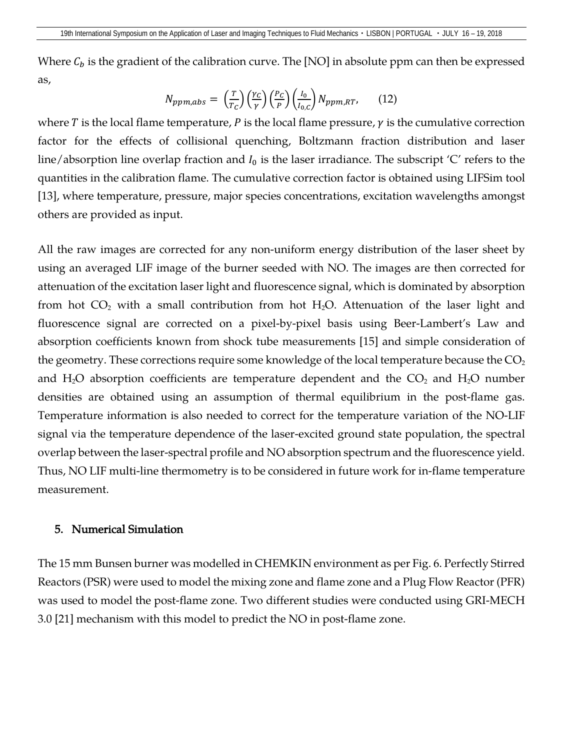Where $C_b$ is the gradient of the calibration curve. The [NO] in absolute ppm can then be expressed as,

$$N_{ppm,abs} = \left(\frac{T}{T_C}\right)\left(\frac{\gamma_C}{\gamma}\right)\left(\frac{P_C}{P}\right)\left(\frac{I_0}{I_{0,C}}\right) N_{ppm,RT}, \qquad (12)$$

where $T$ is the local flame temperature, $P$ is the local flame pressure, $\gamma$ is the cumulative correction factor for the effects of collisional quenching, Boltzmann fraction distribution and laser line/absorption line overlap fraction and $I_0$ is the laser irradiance. The subscript 'C' refers to the quantities in the calibration flame. The cumulative correction factor is obtained using LIFSim tool [13], where temperature, pressure, major species concentrations, excitation wavelengths amongst others are provided as input.

All the raw images are corrected for any non-uniform energy distribution of the laser sheet by using an averaged LIF image of the burner seeded with NO. The images are then corrected for attenuation of the excitation laser light and fluorescence signal, which is dominated by absorption from hot $CO_2$ with a small contribution from hot $H_2O$. Attenuation of the laser light and fluorescence signal are corrected on a pixel-by-pixel basis using Beer-Lambert's Law and absorption coefficients known from shock tube measurements [15] and simple consideration of the geometry. These corrections require some knowledge of the local temperature because the $CO_2$ and $H_2O$ absorption coefficients are temperature dependent and the $CO_2$ and $H_2O$ number densities are obtained using an assumption of thermal equilibrium in the post-flame gas. Temperature information is also needed to correct for the temperature variation of the NO-LIF signal via the temperature dependence of the laser-excited ground state population, the spectral overlap between the laser-spectral profile and NO absorption spectrum and the fluorescence yield. Thus, NO LIF multi-line thermometry is to be considered in future work for in-flame temperature measurement.

## 5. Numerical Simulation

The 15 mm Bunsen burner was modelled in CHEMKIN environment as per Fig. 6. Perfectly Stirred Reactors (PSR) were used to model the mixing zone and flame zone and a Plug Flow Reactor (PFR) was used to model the post-flame zone. Two different studies were conducted using GRI-MECH 3.0 [21] mechanism with this model to predict the NO in post-flame zone.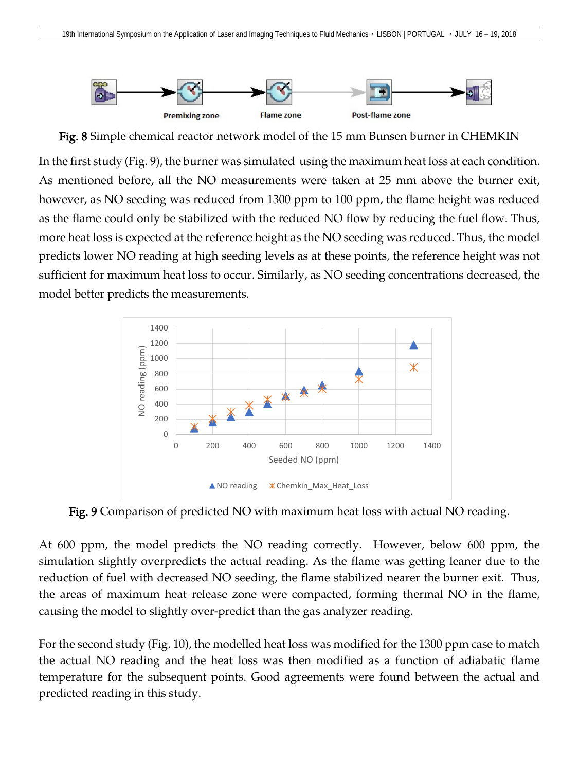Premixing zone

Flame zone

Post-flame zone

**Fig. 8** Simple chemical reactor network model of the 15 mm Bunsen burner in CHEMKIN

In the first study (Fig. 9), the burner was simulated using the maximum heat loss at each condition. As mentioned before, all the NO measurements were taken at 25 mm above the burner exit, however, as NO seeding was reduced from 1300 ppm to 100 ppm, the flame height was reduced as the flame could only be stabilized with the reduced NO flow by reducing the fuel flow. Thus, more heat loss is expected at the reference height as the NO seeding was reduced. Thus, the model predicts lower NO reading at high seeding levels as at these points, the reference height was not sufficient for maximum heat loss to occur. Similarly, as NO seeding concentrations decreased, the model better predicts the measurements.

**Fig. 9** Comparison of predicted NO with maximum heat loss with actual NO reading.

At 600 ppm, the model predicts the NO reading correctly. However, below 600 ppm, the simulation slightly overpredicts the actual reading. As the flame was getting leaner due to the reduction of fuel with decreased NO seeding, the flame stabilized nearer the burner exit. Thus, the areas of maximum heat release zone were compacted, forming thermal NO in the flame, causing the model to slightly over-predict than the gas analyzer reading.

For the second study (Fig. 10), the modelled heat loss was modified for the 1300 ppm case to match the actual NO reading and the heat loss was then modified as a function of adiabatic flame temperature for the subsequent points. Good agreements were found between the actual and predicted reading in this study.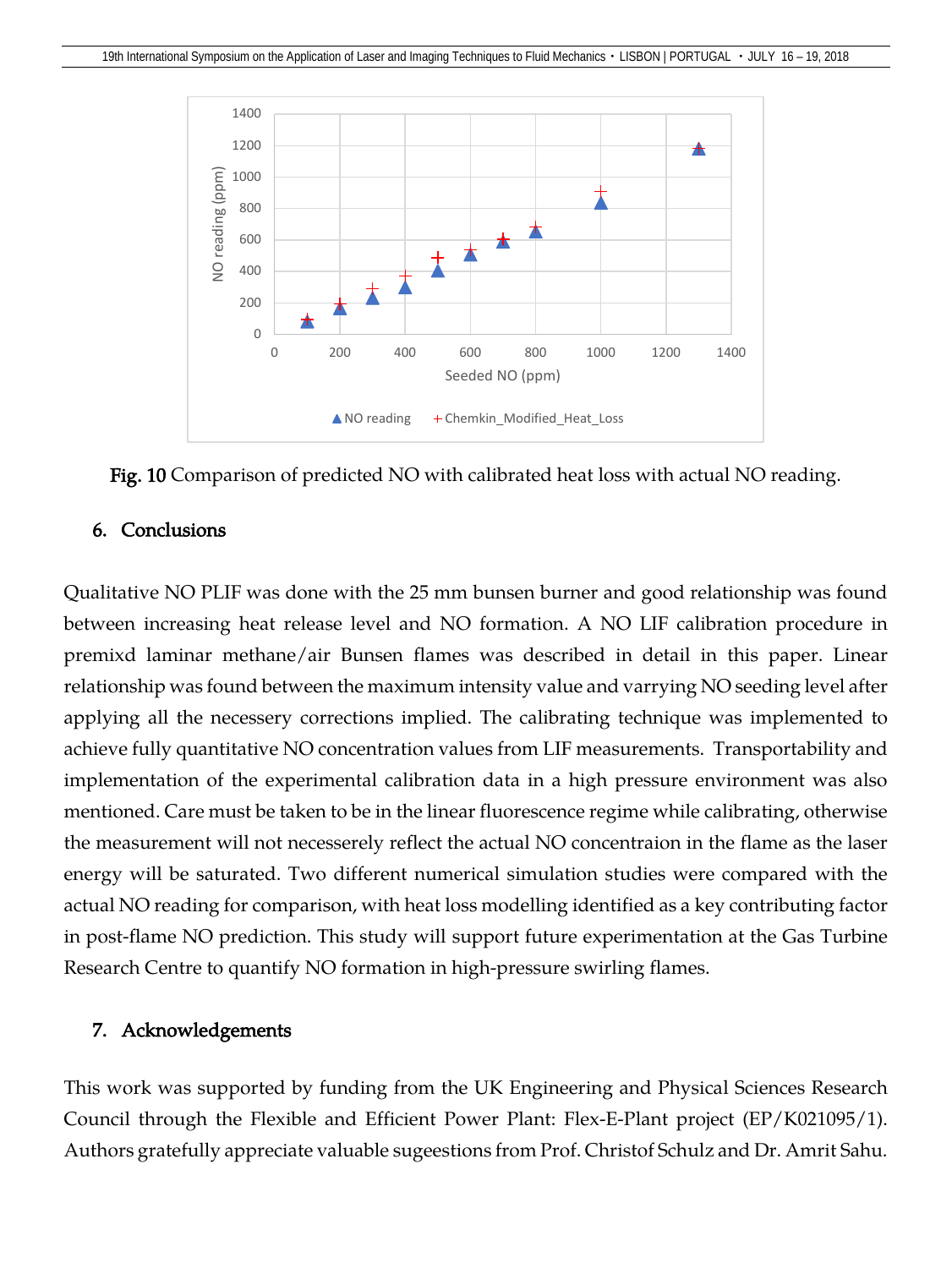**Fig. 10** Comparison of predicted NO with calibrated heat loss with actual NO reading.

## 6. Conclusions

Qualitative NO PLIF was done with the 25 mm bunsen burner and good relationship was found between increasing heat release level and NO formation. A NO LIF calibration procedure in premixd laminar methane/air Bunsen flames was described in detail in this paper. Linear relationship was found between the maximum intensity value and varrying NO seeding level after applying all the necessery corrections implied. The calibrating technique was implemented to achieve fully quantitative NO concentration values from LIF measurements. Transportability and implementation of the experimental calibration data in a high pressure environment was also mentioned. Care must be taken to be in the linear fluorescence regime while calibrating, otherwise the measurement will not necesserely reflect the actual NO concentraion in the flame as the laser energy will be saturated. Two different numerical simulation studies were compared with the actual NO reading for comparison, with heat loss modelling identified as a key contributing factor in post-flame NO prediction. This study will support future experimentation at the Gas Turbine Research Centre to quantify NO formation in high-pressure swirling flames.

## 7. Acknowledgements

This work was supported by funding from the UK Engineering and Physical Sciences Research Council through the Flexible and Efficient Power Plant: Flex-E-Plant project (EP/K021095/1). Authors gratefully appreciate valuable sugeestions from Prof. Christof Schulz and Dr. Amrit Sahu.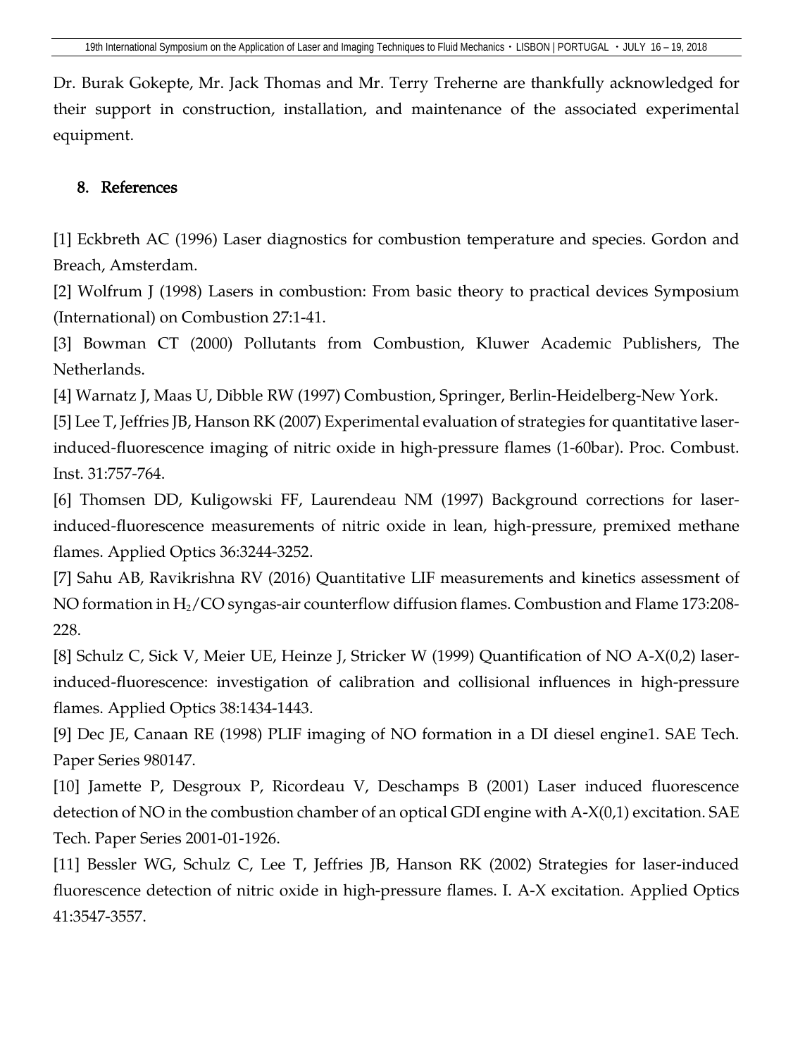Dr. Burak Gokepte, Mr. Jack Thomas and Mr. Terry Treherne are thankfully acknowledged for their support in construction, installation, and maintenance of the associated experimental equipment.

## 8. References

[1] Eckbreth AC (1996) Laser diagnostics for combustion temperature and species. Gordon and Breach, Amsterdam.

[2] Wolfrum J (1998) Lasers in combustion: From basic theory to practical devices Symposium (International) on Combustion 27:1-41.

[3] Bowman CT (2000) Pollutants from Combustion, Kluwer Academic Publishers, The Netherlands.

[4] Warnatz J, Maas U, Dibble RW (1997) Combustion, Springer, Berlin-Heidelberg-New York.

[5] Lee T, Jeffries JB, Hanson RK (2007) Experimental evaluation of strategies for quantitative laser-induced-fluorescence imaging of nitric oxide in high-pressure flames (1-60bar). Proc. Combust. Inst. 31:757-764.

[6] Thomsen DD, Kuligowski FF, Laurendeau NM (1997) Background corrections for laser-induced-fluorescence measurements of nitric oxide in lean, high-pressure, premixed methane flames. Applied Optics 36:3244-3252.

[7] Sahu AB, Ravikrishna RV (2016) Quantitative LIF measurements and kinetics assessment of NO formation in $H_2$/CO syngas-air counterflow diffusion flames. Combustion and Flame 173:208-228.

[8] Schulz C, Sick V, Meier UE, Heinze J, Stricker W (1999) Quantification of NO A-X(0,2) laser-induced-fluorescence: investigation of calibration and collisional influences in high-pressure flames. Applied Optics 38:1434-1443.

[9] Dec JE, Canaan RE (1998) PLIF imaging of NO formation in a DI diesel engine1. SAE Tech. Paper Series 980147.

[10] Jamette P, Desgroux P, Ricordeau V, Deschamps B (2001) Laser induced fluorescence detection of NO in the combustion chamber of an optical GDI engine with A-X(0,1) excitation. SAE Tech. Paper Series 2001-01-1926.

[11] Bessler WG, Schulz C, Lee T, Jeffries JB, Hanson RK (2002) Strategies for laser-induced fluorescence detection of nitric oxide in high-pressure flames. I. A-X excitation. Applied Optics 41:3547-3557.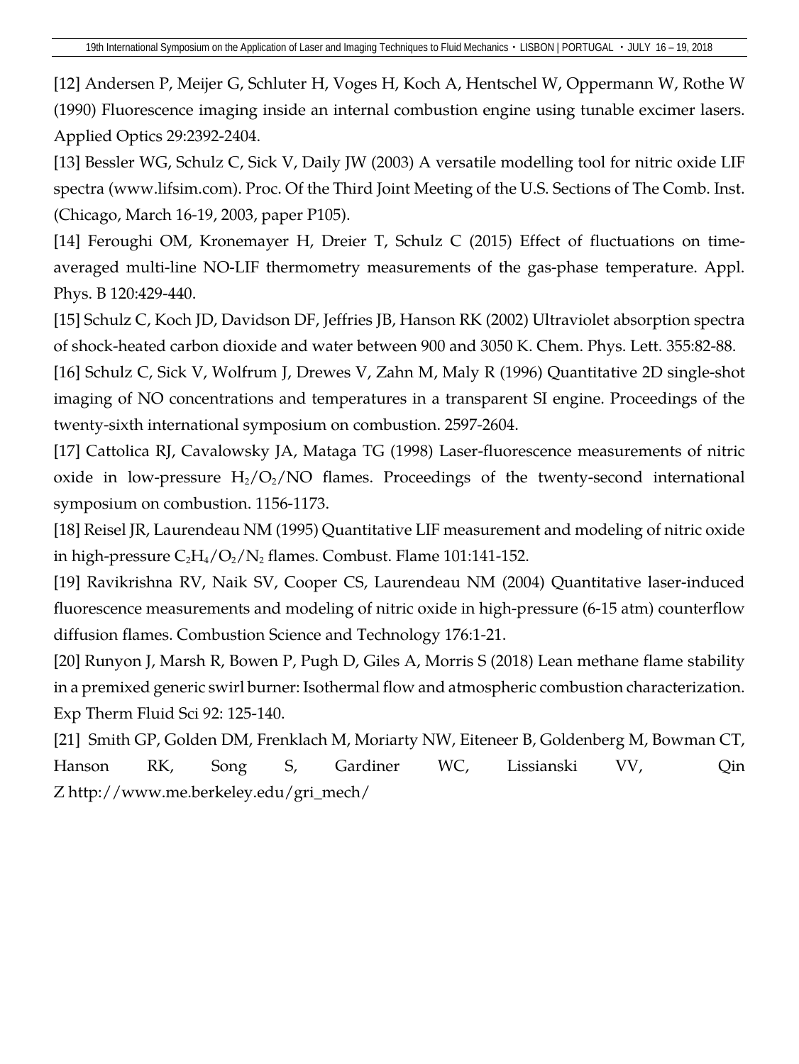[12] Andersen P, Meijer G, Schluter H, Voges H, Koch A, Hentschel W, Oppermann W, Rothe W (1990) Fluorescence imaging inside an internal combustion engine using tunable excimer lasers. Applied Optics 29:2392-2404.

[13] Bessler WG, Schulz C, Sick V, Daily JW (2003) A versatile modelling tool for nitric oxide LIF spectra (www.lifsim.com). Proc. Of the Third Joint Meeting of the U.S. Sections of The Comb. Inst. (Chicago, March 16-19, 2003, paper P105).

[14] Feroughi OM, Kronemayer H, Dreier T, Schulz C (2015) Effect of fluctuations on time-averaged multi-line NO-LIF thermometry measurements of the gas-phase temperature. Appl. Phys. B 120:429-440.

[15] Schulz C, Koch JD, Davidson DF, Jeffries JB, Hanson RK (2002) Ultraviolet absorption spectra of shock-heated carbon dioxide and water between 900 and 3050 K. Chem. Phys. Lett. 355:82-88.

[16] Schulz C, Sick V, Wolfrum J, Drewes V, Zahn M, Maly R (1996) Quantitative 2D single-shot imaging of NO concentrations and temperatures in a transparent SI engine. Proceedings of the twenty-sixth international symposium on combustion. 2597-2604.

[17] Cattolica RJ, Cavalowsky JA, Mataga TG (1998) Laser-fluorescence measurements of nitric oxide in low-pressure $H_2/O_2/NO$ flames. Proceedings of the twenty-second international symposium on combustion. 1156-1173.

[18] Reisel JR, Laurendeau NM (1995) Quantitative LIF measurement and modeling of nitric oxide in high-pressure $C_2H_4/O_2/N_2$ flames. Combust. Flame 101:141-152.

[19] Ravikrishna RV, Naik SV, Cooper CS, Laurendeau NM (2004) Quantitative laser-induced fluorescence measurements and modeling of nitric oxide in high-pressure (6-15 atm) counterflow diffusion flames. Combustion Science and Technology 176:1-21.

[20] Runyon J, Marsh R, Bowen P, Pugh D, Giles A, Morris S (2018) Lean methane flame stability in a premixed generic swirl burner: Isothermal flow and atmospheric combustion characterization. Exp Therm Fluid Sci 92: 125-140.

[21] Smith GP, Golden DM, Frenklach M, Moriarty NW, Eiteneer B, Goldenberg M, Bowman CT, Hanson RK, Song S, Gardiner WC, Lissianski VV, Qin Z http://www.me.berkeley.edu/gri_mech/